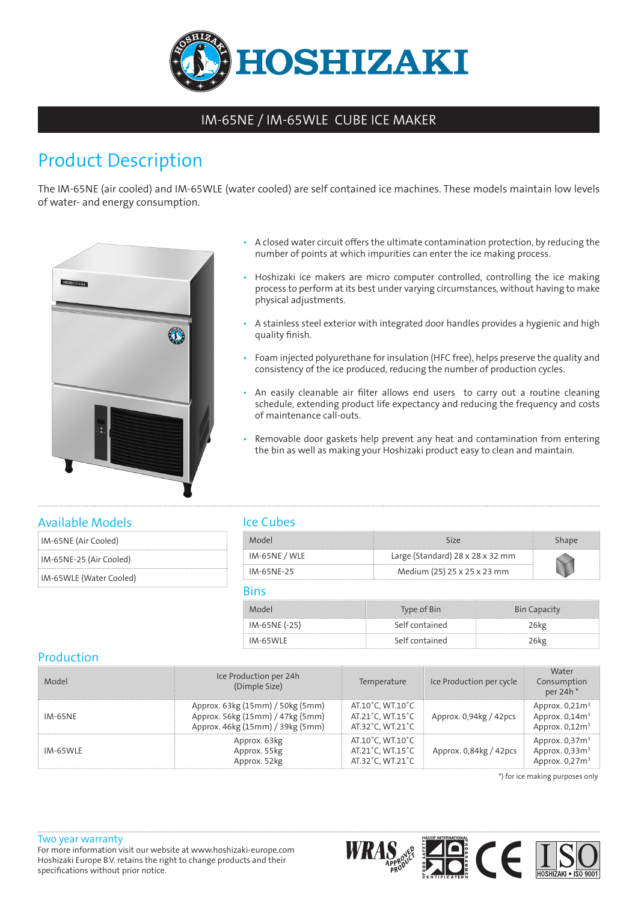# HOSHIZAKI

## IM-65NE / IM-65WLE CUBE ICE MAKER

## Product Description

The IM-65NE (air cooled) and IM-65WLE (water cooled) are self contained ice machines. These models maintain low levels of water- and energy consumption.

- A closed water circuit offers the ultimate contamination protection, by reducing the number of points at which impurities can enter the ice making process.
- Hoshizaki ice makers are micro computer controlled, controlling the ice making process to perform at its best under varying circumstances, without having to make physical adjustments.
- A stainless steel exterior with integrated door handles provides a hygienic and high quality finish.
- Foam injected polyurethane for insulation (HFC free), helps preserve the quality and consistency of the ice produced, reducing the number of production cycles.
- An easily cleanable air filter allows end users to carry out a routine cleaning schedule, extending product life expectancy and reducing the frequency and costs of maintenance call-outs.
- Removable door gaskets help prevent any heat and contamination from entering the bin as well as making your Hoshizaki product easy to clean and maintain.

## Available Models

| |
|---|
| IM-65NE (Air Cooled) |
| IM-65NE-25 (Air Cooled) |
| IM-65WLE (Water Cooled) |

## Ice Cubes

| Model | Size | Shape |
|---|---|---|
| IM-65NE / WLE | Large (Standard) 28 x 28 x 32 mm | |
| IM-65NE-25 | Medium (25) 25 x 25 x 23 mm | |

## Bins

| Model | Type of Bin | Bin Capacity |
|---|---|---|
| IM-65NE (-25) | Self contained | 26kg |
| IM-65WLE | Self contained | 26kg |

## Production

| Model | Ice Production per 24h (Dimple Size) | Temperature | Ice Production per cycle | Water Consumption per 24h * |
|---|---|---|---|---|
| IM-65NE | Approx. 63kg (15mm) / 50kg (5mm)<br>Approx. 56kg (15mm) / 47kg (5mm)<br>Approx. 46kg (15mm) / 39kg (5mm) | AT.10˚C, WT.10˚C<br>AT.21˚C, WT.15˚C<br>AT.32˚C, WT.21˚C | Approx. 0,94kg / 42pcs | Approx. 0,21m³<br>Approx. 0,14m³<br>Approx. 0,12m³ |
| IM-65WLE | Approx. 63kg<br>Approx. 55kg<br>Approx. 52kg | AT.10˚C, WT.10˚C<br>AT.21˚C, WT.15˚C<br>AT.32˚C, WT.21˚C | Approx. 0,84kg / 42pcs | Approx. 0,37m³<br>Approx. 0,33m³<br>Approx. 0,27m³ |

*) for ice making purposes only

**Two year warranty**

For more information visit our website at www.hoshizaki-europe.com
Hoshizaki Europe B.V. retains the right to change products and their specifications without prior notice.

WRAS APPROVED PRODUCT · HACCP INTERNATIONAL FOOD SAFETY PROGRAMME CERTIFICATION · CE · HOSHIZAKI • ISO 9001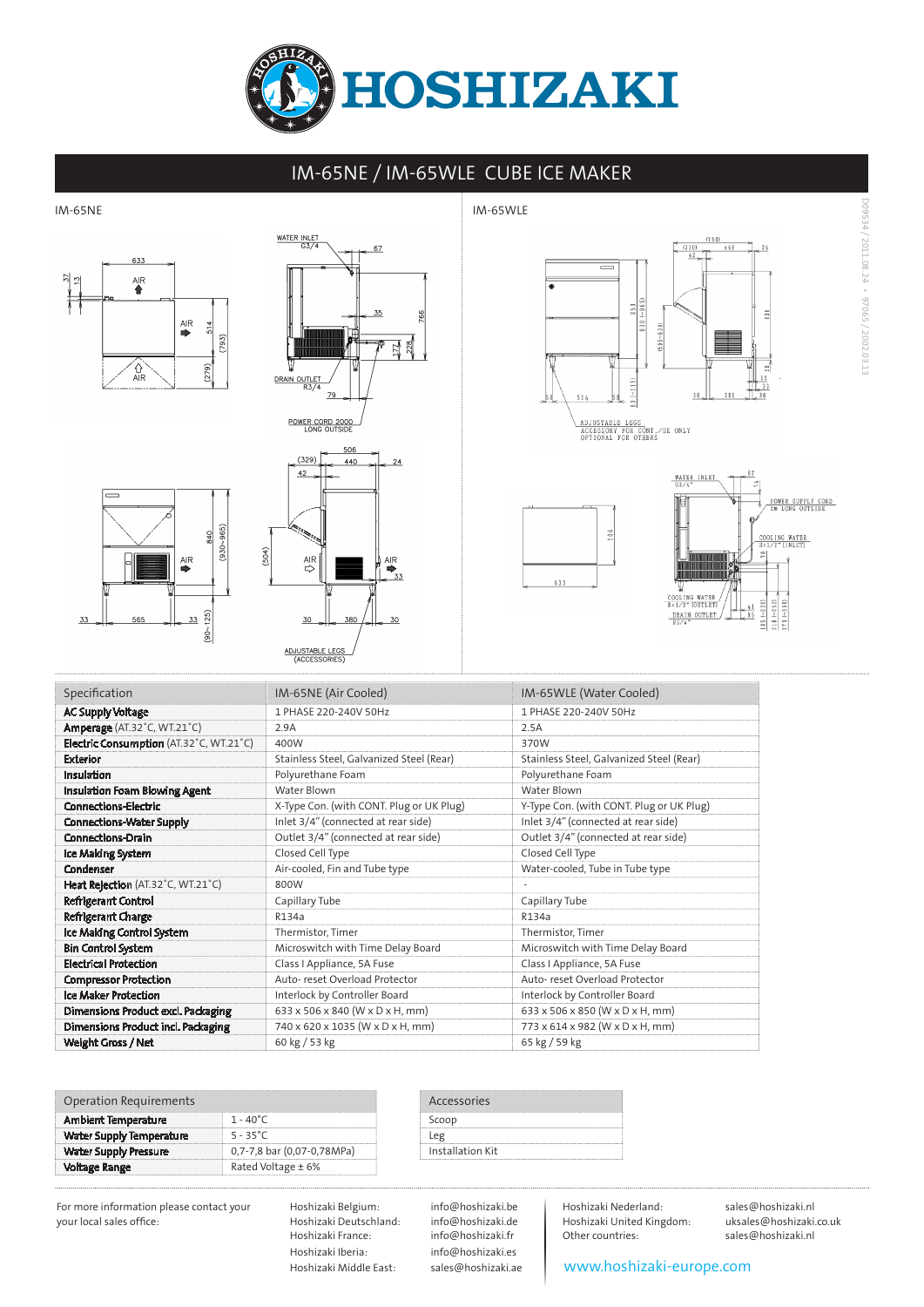# HOSHIZAKI

## IM-65NE / IM-65WLE CUBE ICE MAKER

IM-65NE

IM-65WLE

| Specification | IM-65NE (Air Cooled) | IM-65WLE (Water Cooled) |
|---|---|---|
| **AC Supply Voltage** | 1 PHASE 220-240V 50Hz | 1 PHASE 220-240V 50Hz |
| **Amperage** (AT.32˚C, WT.21˚C) | 2.9A | 2.5A |
| **Electric Consumption** (AT.32˚C, WT.21˚C) | 400W | 370W |
| **Exterior** | Stainless Steel, Galvanized Steel (Rear) | Stainless Steel, Galvanized Steel (Rear) |
| **Insulation** | Polyurethane Foam | Polyurethane Foam |
| **Insulation Foam Blowing Agent** | Water Blown | Water Blown |
| **Connections-Electric** | X-Type Con. (with CONT. Plug or UK Plug) | Y-Type Con. (with CONT. Plug or UK Plug) |
| **Connections-Water Supply** | Inlet 3/4" (connected at rear side) | Inlet 3/4" (connected at rear side) |
| **Connections-Drain** | Outlet 3/4" (connected at rear side) | Outlet 3/4" (connected at rear side) |
| **Ice Making System** | Closed Cell Type | Closed Cell Type |
| **Condenser** | Air-cooled, Fin and Tube type | Water-cooled, Tube in Tube type |
| **Heat Rejection** (AT.32˚C, WT.21˚C) | 800W | - |
| **Refrigerant Control** | Capillary Tube | Capillary Tube |
| **Refrigerant Charge** | R134a | R134a |
| **Ice Making Control System** | Thermistor, Timer | Thermistor, Timer |
| **Bin Control System** | Microswitch with Time Delay Board | Microswitch with Time Delay Board |
| **Electrical Protection** | Class I Appliance, 5A Fuse | Class I Appliance, 5A Fuse |
| **Compressor Protection** | Auto- reset Overload Protector | Auto- reset Overload Protector |
| **Ice Maker Protection** | Interlock by Controller Board | Interlock by Controller Board |
| **Dimensions Product excl. Packaging** | 633 x 506 x 840 (W x D x H, mm) | 633 x 506 x 850 (W x D x H, mm) |
| **Dimensions Product incl. Packaging** | 740 x 620 x 1035 (W x D x H, mm) | 773 x 614 x 982 (W x D x H, mm) |
| **Weight Gross / Net** | 60 kg / 53 kg | 65 kg / 59 kg |

| Operation Requirements | |
|---|---|
| **Ambient Temperature** | 1 - 40°C |
| **Water Supply Temperature** | 5 - 35°C |
| **Water Supply Pressure** | 0,7-7,8 bar (0,07-0,78MPa) |
| **Voltage Range** | Rated Voltage ± 6% |

| Accessories |
|---|
| Scoop |
| Leg |
| Installation Kit |

For more information please contact your local sales office:

Hoshizaki Belgium: info@hoshizaki.be
Hoshizaki Deutschland: info@hoshizaki.de
Hoshizaki France: info@hoshizaki.fr
Hoshizaki Iberia: info@hoshizaki.es
Hoshizaki Middle East: sales@hoshizaki.ae

Hoshizaki Nederland: sales@hoshizaki.nl
Hoshizaki United Kingdom: uksales@hoshizaki.co.uk
Other countries: sales@hoshizaki.nl

www.hoshizaki-europe.com